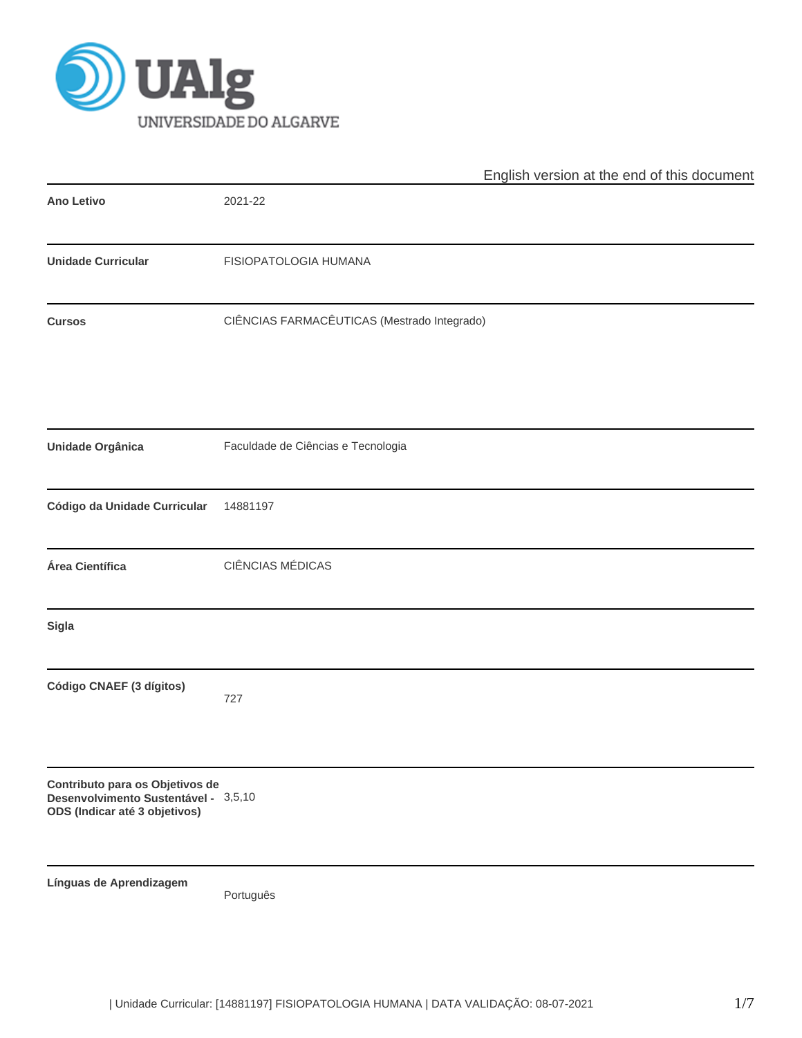English version at the end of this document

| | |
|---|---|
| **Ano Letivo** | 2021-22 |
| **Unidade Curricular** | FISIOPATOLOGIA HUMANA |
| **Cursos** | CIÊNCIAS FARMACÊUTICAS (Mestrado Integrado) |
| **Unidade Orgânica** | Faculdade de Ciências e Tecnologia |
| **Código da Unidade Curricular** | 14881197 |
| **Área Científica** | CIÊNCIAS MÉDICAS |
| **Sigla** | |
| **Código CNAEF (3 dígitos)** | 727 |
| **Contributo para os Objetivos de Desenvolvimento Sustentável - ODS (Indicar até 3 objetivos)** | 3,5,10 |
| **Línguas de Aprendizagem** | Português |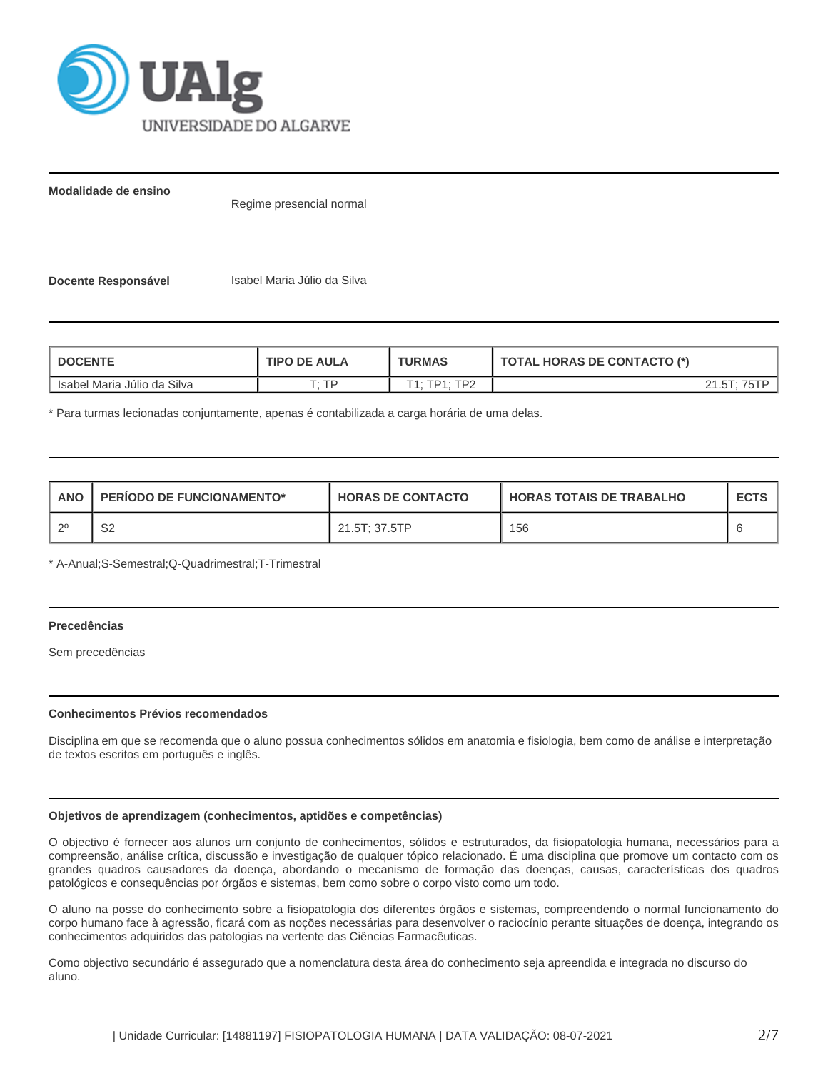**Modalidade de ensino**

Regime presencial normal

**Docente Responsável**

Isabel Maria Júlio da Silva

| DOCENTE | TIPO DE AULA | TURMAS | TOTAL HORAS DE CONTACTO (*) |
|---|---|---|---|
| Isabel Maria Júlio da Silva | T; TP | T1; TP1; TP2 | 21.5T; 75TP |

* Para turmas lecionadas conjuntamente, apenas é contabilizada a carga horária de uma delas.

| ANO | PERÍODO DE FUNCIONAMENTO* | HORAS DE CONTACTO | HORAS TOTAIS DE TRABALHO | ECTS |
|---|---|---|---|---|
| 2º | S2 | 21.5T; 37.5TP | 156 | 6 |

* A-Anual;S-Semestral;Q-Quadrimestral;T-Trimestral

**Precedências**

Sem precedências

**Conhecimentos Prévios recomendados**

Disciplina em que se recomenda que o aluno possua conhecimentos sólidos em anatomia e fisiologia, bem como de análise e interpretação de textos escritos em português e inglês.

**Objetivos de aprendizagem (conhecimentos, aptidões e competências)**

O objectivo é fornecer aos alunos um conjunto de conhecimentos, sólidos e estruturados, da fisiopatologia humana, necessários para a compreensão, análise crítica, discussão e investigação de qualquer tópico relacionado. É uma disciplina que promove um contacto com os grandes quadros causadores da doença, abordando o mecanismo de formação das doenças, causas, características dos quadros patológicos e consequências por órgãos e sistemas, bem como sobre o corpo visto como um todo.

O aluno na posse do conhecimento sobre a fisiopatologia dos diferentes órgãos e sistemas, compreendendo o normal funcionamento do corpo humano face à agressão, ficará com as noções necessárias para desenvolver o raciocínio perante situações de doença, integrando os conhecimentos adquiridos das patologias na vertente das Ciências Farmacêuticas.

Como objectivo secundário é assegurado que a nomenclatura desta área do conhecimento seja apreendida e integrada no discurso do aluno.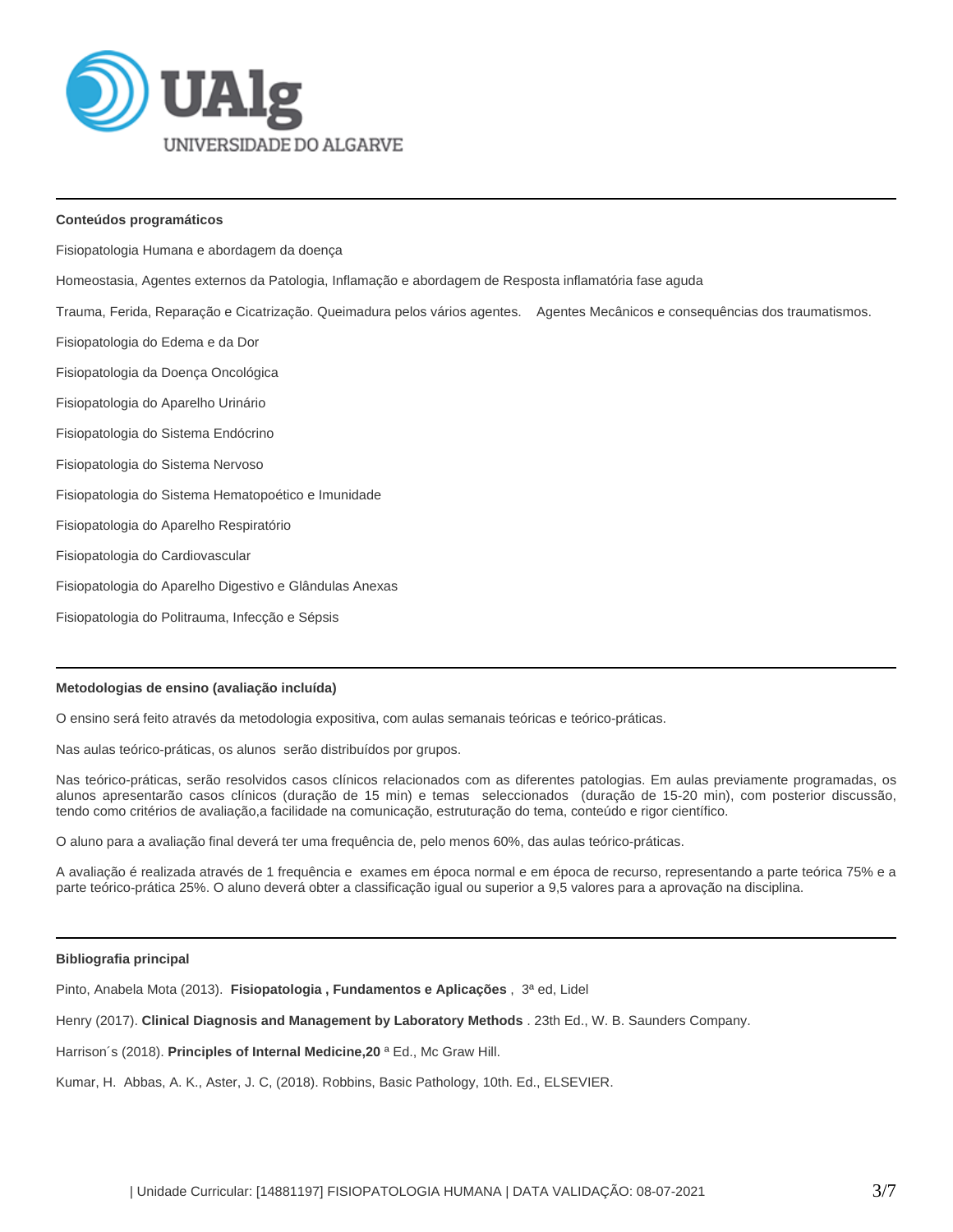### Conteúdos programáticos

Fisiopatologia Humana e abordagem da doença

Homeostasia, Agentes externos da Patologia, Inflamação e abordagem de Resposta inflamatória fase aguda

Trauma, Ferida, Reparação e Cicatrização. Queimadura pelos vários agentes.  Agentes Mecânicos e consequências dos traumatismos.

Fisiopatologia do Edema e da Dor

Fisiopatologia da Doença Oncológica

Fisiopatologia do Aparelho Urinário

Fisiopatologia do Sistema Endócrino

Fisiopatologia do Sistema Nervoso

Fisiopatologia do Sistema Hematopoético e Imunidade

Fisiopatologia do Aparelho Respiratório

Fisiopatologia do Cardiovascular

Fisiopatologia do Aparelho Digestivo e Glândulas Anexas

Fisiopatologia do Politrauma, Infecção e Sépsis

### Metodologias de ensino (avaliação incluída)

O ensino será feito através da metodologia expositiva, com aulas semanais teóricas e teórico-práticas.

Nas aulas teórico-práticas, os alunos serão distribuídos por grupos.

Nas teórico-práticas, serão resolvidos casos clínicos relacionados com as diferentes patologias. Em aulas previamente programadas, os alunos apresentarão casos clínicos (duração de 15 min) e temas seleccionados (duração de 15-20 min), com posterior discussão, tendo como critérios de avaliação,a facilidade na comunicação, estruturação do tema, conteúdo e rigor científico.

O aluno para a avaliação final deverá ter uma frequência de, pelo menos 60%, das aulas teórico-práticas.

A avaliação é realizada através de 1 frequência e exames em época normal e em época de recurso, representando a parte teórica 75% e a parte teórico-prática 25%. O aluno deverá obter a classificação igual ou superior a 9,5 valores para a aprovação na disciplina.

### Bibliografia principal

Pinto, Anabela Mota (2013). **Fisiopatologia , Fundamentos e Aplicações** , 3ª ed, Lidel

Henry (2017). **Clinical Diagnosis and Management by Laboratory Methods** . 23th Ed., W. B. Saunders Company.

Harrison´s (2018). **Principles of Internal Medicine,20** ª Ed., Mc Graw Hill.

Kumar, H. Abbas, A. K., Aster, J. C, (2018). Robbins, Basic Pathology, 10th. Ed., ELSEVIER.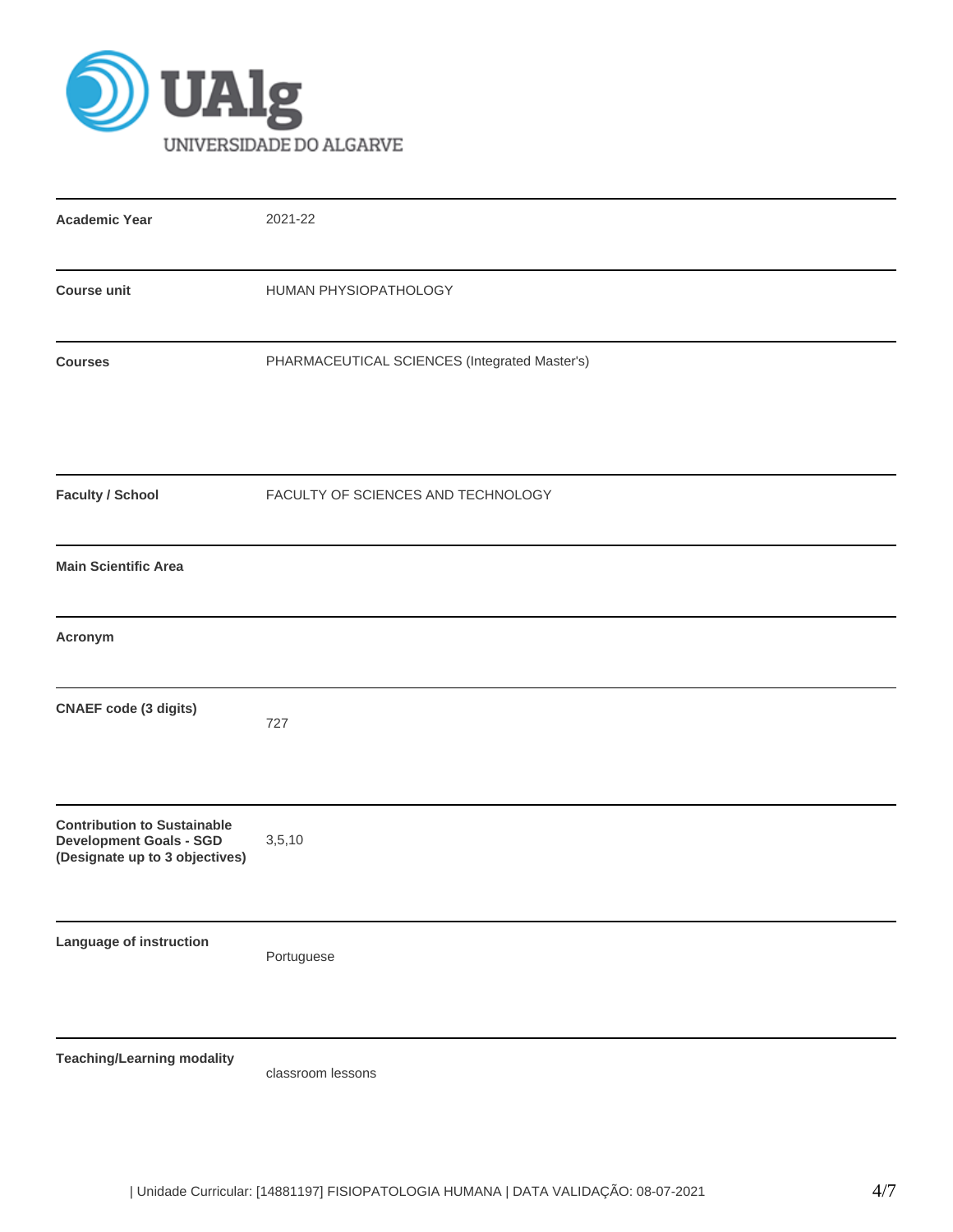| | |
|---|---|
| **Academic Year** | 2021-22 |
| **Course unit** | HUMAN PHYSIOPATHOLOGY |
| **Courses** | PHARMACEUTICAL SCIENCES (Integrated Master's) |
| **Faculty / School** | FACULTY OF SCIENCES AND TECHNOLOGY |
| **Main Scientific Area** | |
| **Acronym** | |
| **CNAEF code (3 digits)** | 727 |
| **Contribution to Sustainable Development Goals - SGD (Designate up to 3 objectives)** | 3,5,10 |
| **Language of instruction** | Portuguese |
| **Teaching/Learning modality** | classroom lessons |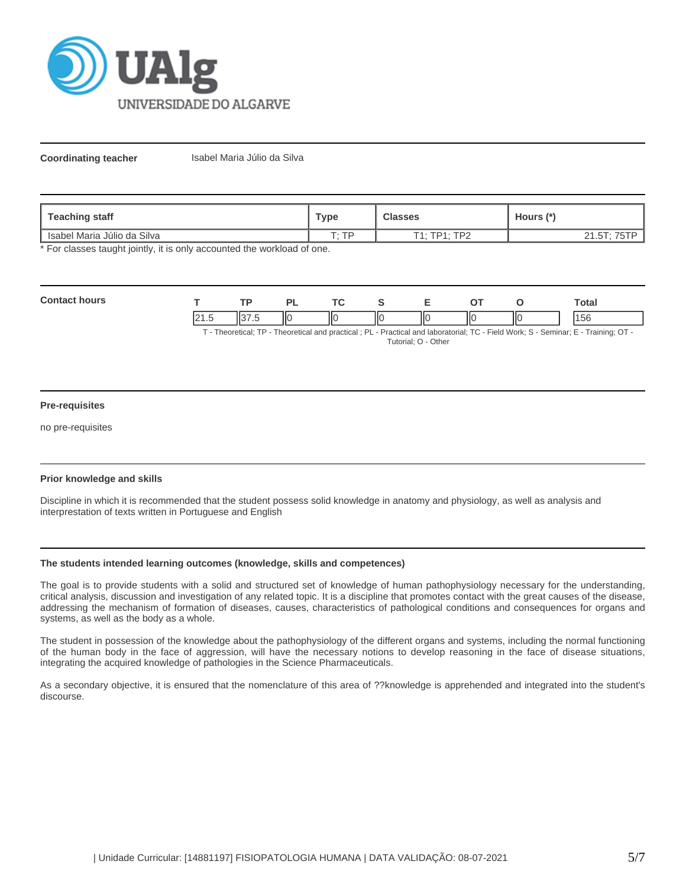**Coordinating teacher** Isabel Maria Júlio da Silva

| Teaching staff | Type | Classes | Hours (*) |
|---|---|---|---|
| Isabel Maria Júlio da Silva | T; TP | T1; TP1; TP2 | 21.5T; 75TP |

* For classes taught jointly, it is only accounted the workload of one.

**Contact hours**

| T | TP | PL | TC | S | E | OT | O | Total |
|---|---|---|---|---|---|---|---|---|
| 21.5 | 37.5 | 0 | 0 | 0 | 0 | 0 | 0 | 156 |

T - Theoretical; TP - Theoretical and practical ; PL - Practical and laboratorial; TC - Field Work; S - Seminar; E - Training; OT - Tutorial; O - Other

**Pre-requisites**

no pre-requisites

**Prior knowledge and skills**

Discipline in which it is recommended that the student possess solid knowledge in anatomy and physiology, as well as analysis and interprestation of texts written in Portuguese and English

**The students intended learning outcomes (knowledge, skills and competences)**

The goal is to provide students with a solid and structured set of knowledge of human pathophysiology necessary for the understanding, critical analysis, discussion and investigation of any related topic. It is a discipline that promotes contact with the great causes of the disease, addressing the mechanism of formation of diseases, causes, characteristics of pathological conditions and consequences for organs and systems, as well as the body as a whole.

The student in possession of the knowledge about the pathophysiology of the different organs and systems, including the normal functioning of the human body in the face of aggression, will have the necessary notions to develop reasoning in the face of disease situations, integrating the acquired knowledge of pathologies in the Science Pharmaceuticals.

As a secondary objective, it is ensured that the nomenclature of this area of ??knowledge is apprehended and integrated into the student's discourse.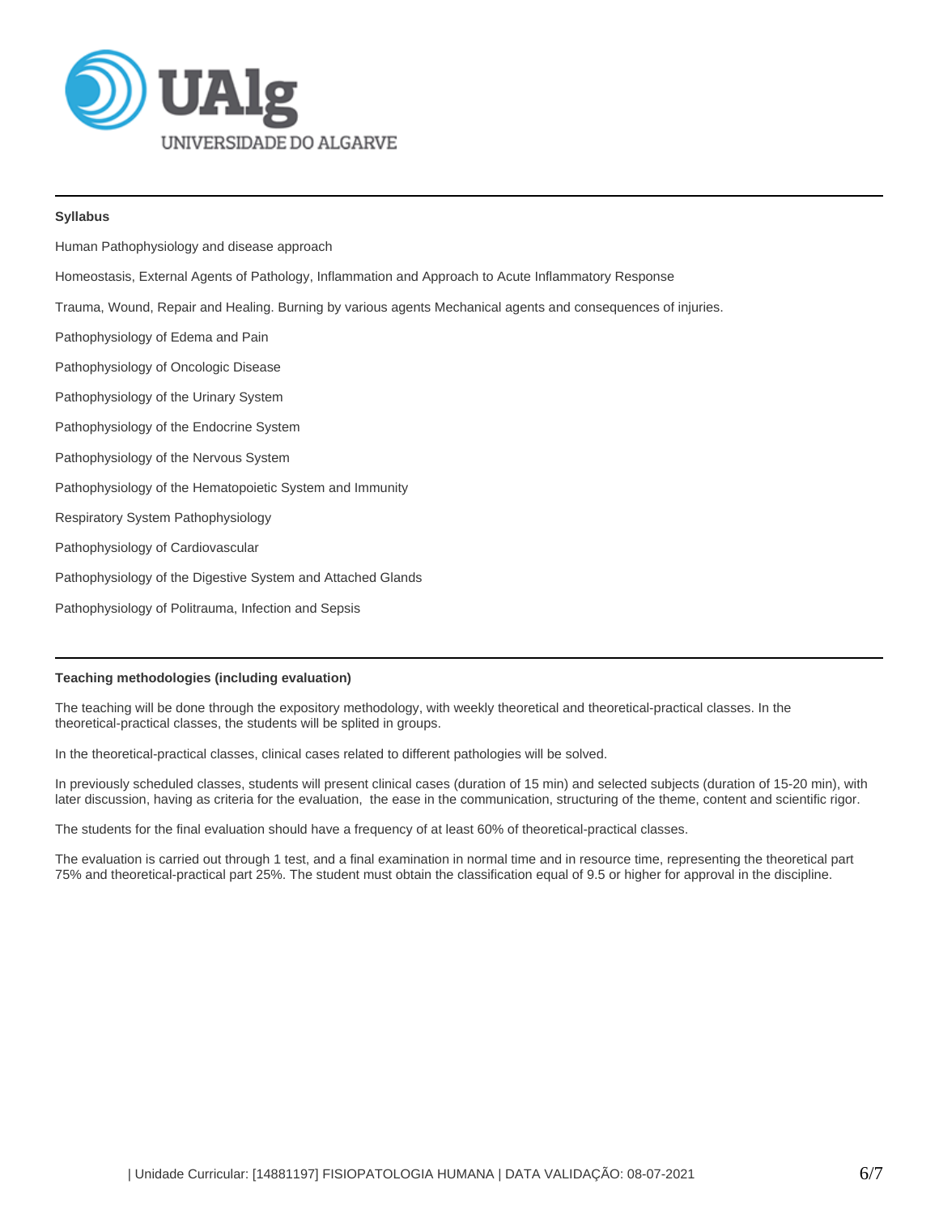**Syllabus**

Human Pathophysiology and disease approach

Homeostasis, External Agents of Pathology, Inflammation and Approach to Acute Inflammatory Response

Trauma, Wound, Repair and Healing. Burning by various agents Mechanical agents and consequences of injuries.

Pathophysiology of Edema and Pain

Pathophysiology of Oncologic Disease

Pathophysiology of the Urinary System

Pathophysiology of the Endocrine System

Pathophysiology of the Nervous System

Pathophysiology of the Hematopoietic System and Immunity

Respiratory System Pathophysiology

Pathophysiology of Cardiovascular

Pathophysiology of the Digestive System and Attached Glands

Pathophysiology of Politrauma, Infection and Sepsis

**Teaching methodologies (including evaluation)**

The teaching will be done through the expository methodology, with weekly theoretical and theoretical-practical classes. In the theoretical-practical classes, the students will be splited in groups.

In the theoretical-practical classes, clinical cases related to different pathologies will be solved.

In previously scheduled classes, students will present clinical cases (duration of 15 min) and selected subjects (duration of 15-20 min), with later discussion, having as criteria for the evaluation, the ease in the communication, structuring of the theme, content and scientific rigor.

The students for the final evaluation should have a frequency of at least 60% of theoretical-practical classes.

The evaluation is carried out through 1 test, and a final examination in normal time and in resource time, representing the theoretical part 75% and theoretical-practical part 25%. The student must obtain the classification equal of 9.5 or higher for approval in the discipline.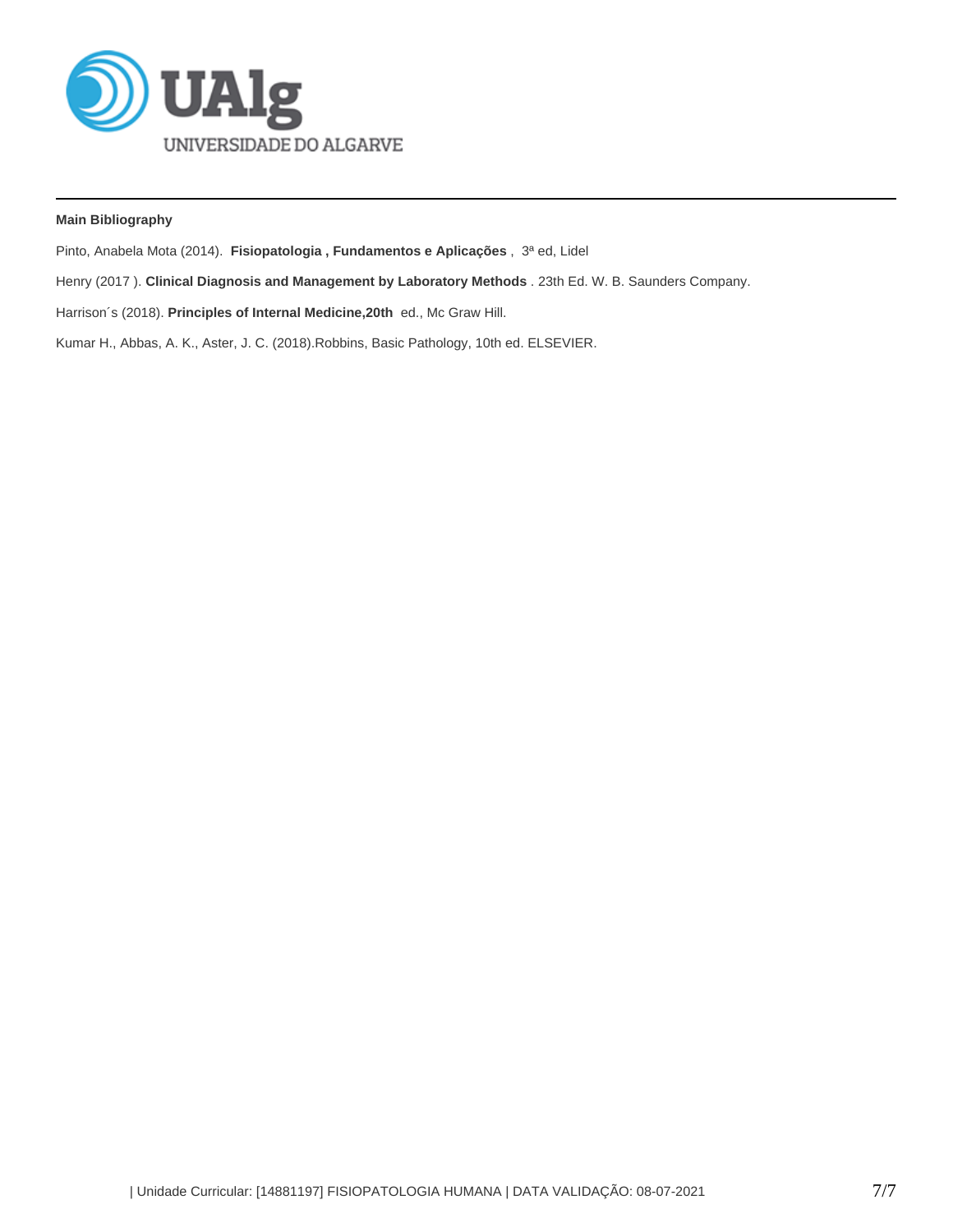**Main Bibliography**

Pinto, Anabela Mota (2014). **Fisiopatologia , Fundamentos e Aplicações** , 3ª ed, Lidel

Henry (2017 ). **Clinical Diagnosis and Management by Laboratory Methods** . 23th Ed. W. B. Saunders Company.

Harrison´s (2018). **Principles of Internal Medicine,20th** ed., Mc Graw Hill.

Kumar H., Abbas, A. K., Aster, J. C. (2018).Robbins, Basic Pathology, 10th ed. ELSEVIER.